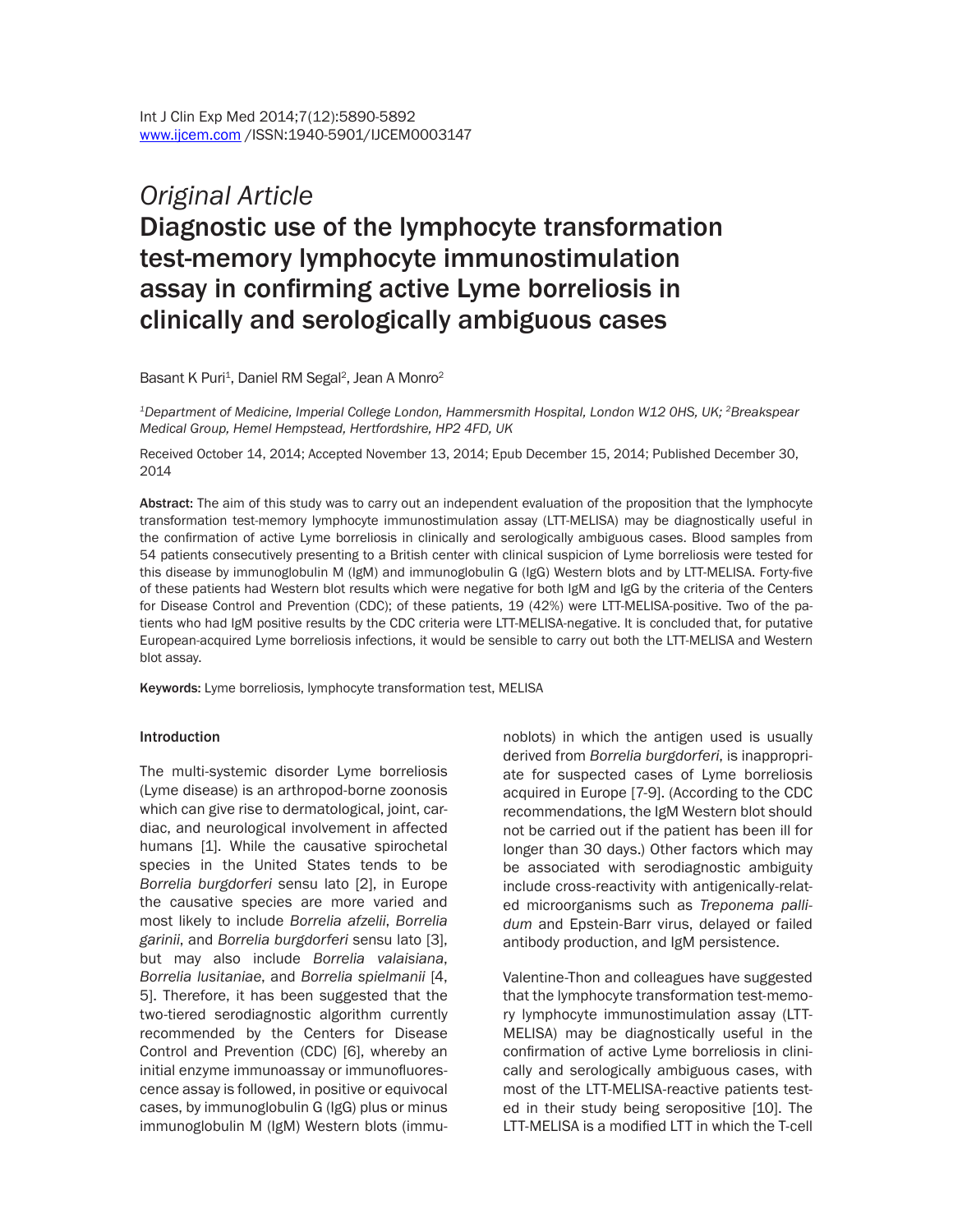*Original Article*

# Diagnostic use of the lymphocyte transformation test-memory lymphocyte immunostimulation assay in confirming active Lyme borreliosis in clinically and serologically ambiguous cases

Basant K Puri[1], Daniel RM Segal[2], Jean A Monro[2]

[1]*Department of Medicine, Imperial College London, Hammersmith Hospital, London W12 0HS, UK;* [2]*Breakspear Medical Group, Hemel Hempstead, Hertfordshire, HP2 4FD, UK*

Received October 14, 2014; Accepted November 13, 2014; Epub December 15, 2014; Published December 30, 2014

**Abstract:** The aim of this study was to carry out an independent evaluation of the proposition that the lymphocyte transformation test-memory lymphocyte immunostimulation assay (LTT-MELISA) may be diagnostically useful in the confirmation of active Lyme borreliosis in clinically and serologically ambiguous cases. Blood samples from 54 patients consecutively presenting to a British center with clinical suspicion of Lyme borreliosis were tested for this disease by immunoglobulin M (IgM) and immunoglobulin G (IgG) Western blots and by LTT-MELISA. Forty-five of these patients had Western blot results which were negative for both IgM and IgG by the criteria of the Centers for Disease Control and Prevention (CDC); of these patients, 19 (42%) were LTT-MELISA-positive. Two of the patients who had IgM positive results by the CDC criteria were LTT-MELISA-negative. It is concluded that, for putative European-acquired Lyme borreliosis infections, it would be sensible to carry out both the LTT-MELISA and Western blot assay.

**Keywords:** Lyme borreliosis, lymphocyte transformation test, MELISA

## Introduction

The multi-systemic disorder Lyme borreliosis (Lyme disease) is an arthropod-borne zoonosis which can give rise to dermatological, joint, cardiac, and neurological involvement in affected humans [1]. While the causative spirochetal species in the United States tends to be *Borrelia burgdorferi* sensu lato [2], in Europe the causative species are more varied and most likely to include *Borrelia afzelii*, *Borrelia garinii*, and *Borrelia burgdorferi* sensu lato [3], but may also include *Borrelia valaisiana*, *Borrelia lusitaniae*, and *Borrelia spielmanii* [4, 5]. Therefore, it has been suggested that the two-tiered serodiagnostic algorithm currently recommended by the Centers for Disease Control and Prevention (CDC) [6], whereby an initial enzyme immunoassay or immunofluorescence assay is followed, in positive or equivocal cases, by immunoglobulin G (IgG) plus or minus immunoglobulin M (IgM) Western blots (immunoblots) in which the antigen used is usually derived from *Borrelia burgdorferi*, is inappropriate for suspected cases of Lyme borreliosis acquired in Europe [7-9]. (According to the CDC recommendations, the IgM Western blot should not be carried out if the patient has been ill for longer than 30 days.) Other factors which may be associated with serodiagnostic ambiguity include cross-reactivity with antigenically-related microorganisms such as *Treponema pallidum* and Epstein-Barr virus, delayed or failed antibody production, and IgM persistence.

Valentine-Thon and colleagues have suggested that the lymphocyte transformation test-memory lymphocyte immunostimulation assay (LTT-MELISA) may be diagnostically useful in the confirmation of active Lyme borreliosis in clinically and serologically ambiguous cases, with most of the LTT-MELISA-reactive patients tested in their study being seropositive [10]. The LTT-MELISA is a modified LTT in which the T-cell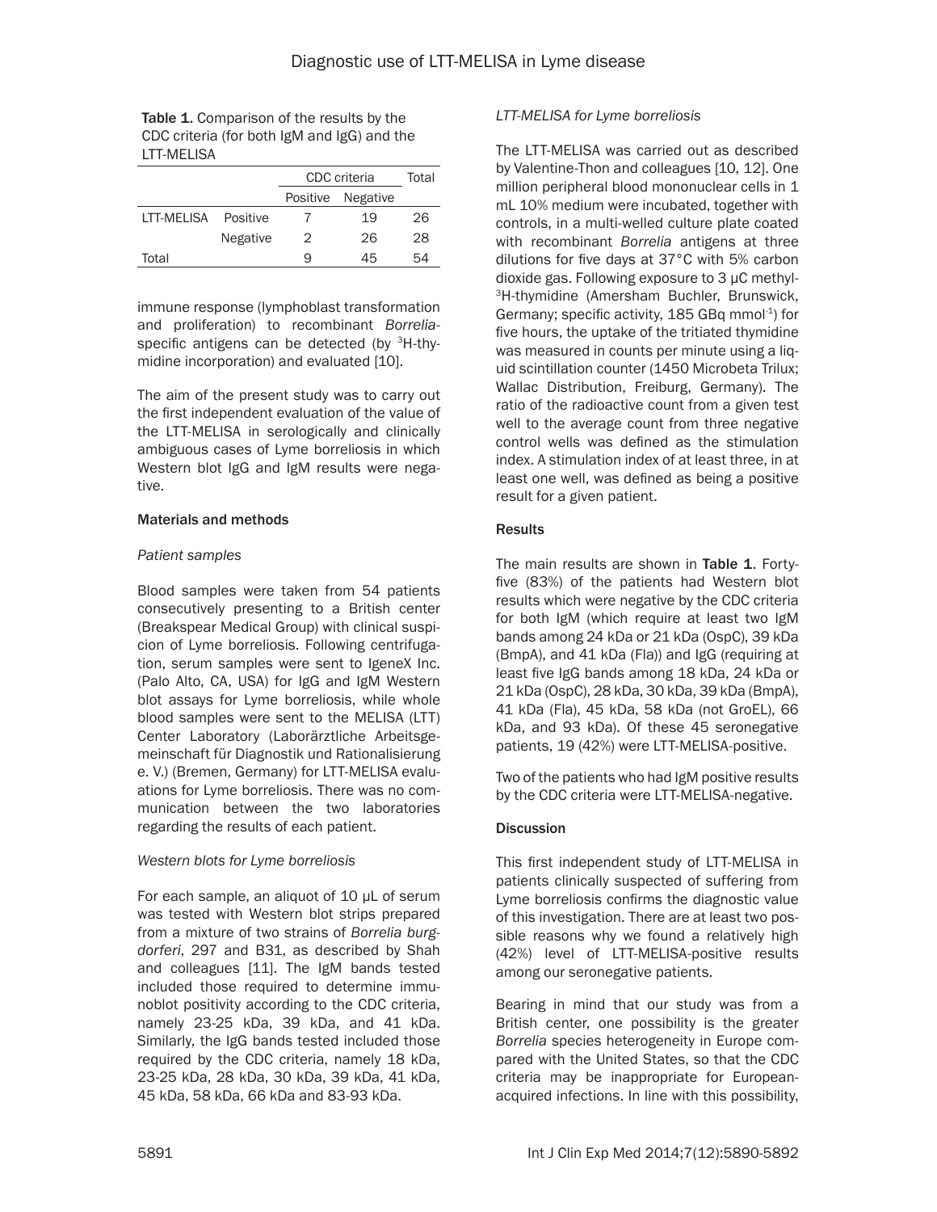**Table 1.** Comparison of the results by the CDC criteria (for both IgM and IgG) and the LTT-MELISA

| | | CDC criteria | | Total |
|---|---|---|---|---|
| | | Positive | Negative | |
| LTT-MELISA | Positive | 7 | 19 | 26 |
| | Negative | 2 | 26 | 28 |
| Total | | 9 | 45 | 54 |

immune response (lymphoblast transformation and proliferation) to recombinant *Borrelia*-specific antigens can be detected (by $^{3}$H-thymidine incorporation) and evaluated [10].

The aim of the present study was to carry out the first independent evaluation of the value of the LTT-MELISA in serologically and clinically ambiguous cases of Lyme borreliosis in which Western blot IgG and IgM results were negative.

## Materials and methods

### *Patient samples*

Blood samples were taken from 54 patients consecutively presenting to a British center (Breakspear Medical Group) with clinical suspicion of Lyme borreliosis. Following centrifugation, serum samples were sent to IgeneX Inc. (Palo Alto, CA, USA) for IgG and IgM Western blot assays for Lyme borreliosis, while whole blood samples were sent to the MELISA (LTT) Center Laboratory (Laborärztliche Arbeitsgemeinschaft für Diagnostik und Rationalisierung e. V.) (Bremen, Germany) for LTT-MELISA evaluations for Lyme borreliosis. There was no communication between the two laboratories regarding the results of each patient.

### *Western blots for Lyme borreliosis*

For each sample, an aliquot of 10 μL of serum was tested with Western blot strips prepared from a mixture of two strains of *Borrelia burgdorferi*, 297 and B31, as described by Shah and colleagues [11]. The IgM bands tested included those required to determine immunoblot positivity according to the CDC criteria, namely 23-25 kDa, 39 kDa, and 41 kDa. Similarly, the IgG bands tested included those required by the CDC criteria, namely 18 kDa, 23-25 kDa, 28 kDa, 30 kDa, 39 kDa, 41 kDa, 45 kDa, 58 kDa, 66 kDa and 83-93 kDa.

### *LTT-MELISA for Lyme borreliosis*

The LTT-MELISA was carried out as described by Valentine-Thon and colleagues [10, 12]. One million peripheral blood mononuclear cells in 1 mL 10% medium were incubated, together with controls, in a multi-welled culture plate coated with recombinant *Borrelia* antigens at three dilutions for five days at 37°C with 5% carbon dioxide gas. Following exposure to 3 μC methyl-$^{3}$H-thymidine (Amersham Buchler, Brunswick, Germany; specific activity, 185 GBq mmol$^{-1}$) for five hours, the uptake of the tritiated thymidine was measured in counts per minute using a liquid scintillation counter (1450 Microbeta Trilux; Wallac Distribution, Freiburg, Germany). The ratio of the radioactive count from a given test well to the average count from three negative control wells was defined as the stimulation index. A stimulation index of at least three, in at least one well, was defined as being a positive result for a given patient.

## Results

The main results are shown in **Table 1**. Forty-five (83%) of the patients had Western blot results which were negative by the CDC criteria for both IgM (which require at least two IgM bands among 24 kDa or 21 kDa (OspC), 39 kDa (BmpA), and 41 kDa (Fla)) and IgG (requiring at least five IgG bands among 18 kDa, 24 kDa or 21 kDa (OspC), 28 kDa, 30 kDa, 39 kDa (BmpA), 41 kDa (Fla), 45 kDa, 58 kDa (not GroEL), 66 kDa, and 93 kDa). Of these 45 seronegative patients, 19 (42%) were LTT-MELISA-positive.

Two of the patients who had IgM positive results by the CDC criteria were LTT-MELISA-negative.

## Discussion

This first independent study of LTT-MELISA in patients clinically suspected of suffering from Lyme borreliosis confirms the diagnostic value of this investigation. There are at least two possible reasons why we found a relatively high (42%) level of LTT-MELISA-positive results among our seronegative patients.

Bearing in mind that our study was from a British center, one possibility is the greater *Borrelia* species heterogeneity in Europe compared with the United States, so that the CDC criteria may be inappropriate for European-acquired infections. In line with this possibility,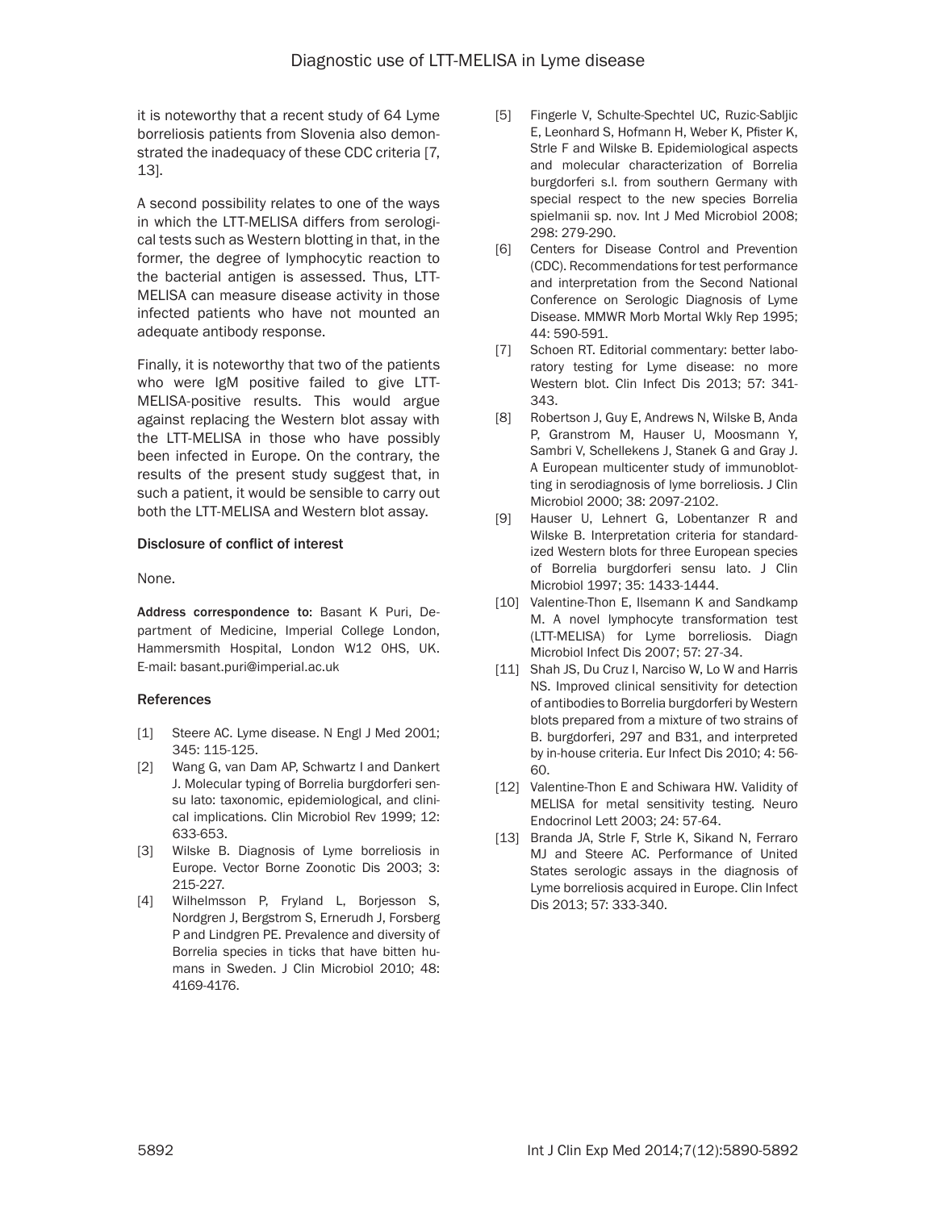it is noteworthy that a recent study of 64 Lyme borreliosis patients from Slovenia also demonstrated the inadequacy of these CDC criteria [7, 13].

A second possibility relates to one of the ways in which the LTT-MELISA differs from serological tests such as Western blotting in that, in the former, the degree of lymphocytic reaction to the bacterial antigen is assessed. Thus, LTT-MELISA can measure disease activity in those infected patients who have not mounted an adequate antibody response.

Finally, it is noteworthy that two of the patients who were IgM positive failed to give LTT-MELISA-positive results. This would argue against replacing the Western blot assay with the LTT-MELISA in those who have possibly been infected in Europe. On the contrary, the results of the present study suggest that, in such a patient, it would be sensible to carry out both the LTT-MELISA and Western blot assay.

### Disclosure of conflict of interest

None.

**Address correspondence to:** Basant K Puri, Department of Medicine, Imperial College London, Hammersmith Hospital, London W12 0HS, UK. E-mail: basant.puri@imperial.ac.uk

### References

[1] Steere AC. Lyme disease. N Engl J Med 2001; 345: 115-125.

[2] Wang G, van Dam AP, Schwartz I and Dankert J. Molecular typing of Borrelia burgdorferi sensu lato: taxonomic, epidemiological, and clinical implications. Clin Microbiol Rev 1999; 12: 633-653.

[3] Wilske B. Diagnosis of Lyme borreliosis in Europe. Vector Borne Zoonotic Dis 2003; 3: 215-227.

[4] Wilhelmsson P, Fryland L, Borjesson S, Nordgren J, Bergstrom S, Ernerudh J, Forsberg P and Lindgren PE. Prevalence and diversity of Borrelia species in ticks that have bitten humans in Sweden. J Clin Microbiol 2010; 48: 4169-4176.

[5] Fingerle V, Schulte-Spechtel UC, Ruzic-Sabljic E, Leonhard S, Hofmann H, Weber K, Pfister K, Strle F and Wilske B. Epidemiological aspects and molecular characterization of Borrelia burgdorferi s.l. from southern Germany with special respect to the new species Borrelia spielmanii sp. nov. Int J Med Microbiol 2008; 298: 279-290.

[6] Centers for Disease Control and Prevention (CDC). Recommendations for test performance and interpretation from the Second National Conference on Serologic Diagnosis of Lyme Disease. MMWR Morb Mortal Wkly Rep 1995; 44: 590-591.

[7] Schoen RT. Editorial commentary: better laboratory testing for Lyme disease: no more Western blot. Clin Infect Dis 2013; 57: 341-343.

[8] Robertson J, Guy E, Andrews N, Wilske B, Anda P, Granstrom M, Hauser U, Moosmann Y, Sambri V, Schellekens J, Stanek G and Gray J. A European multicenter study of immunoblotting in serodiagnosis of lyme borreliosis. J Clin Microbiol 2000; 38: 2097-2102.

[9] Hauser U, Lehnert G, Lobentanzer R and Wilske B. Interpretation criteria for standardized Western blots for three European species of Borrelia burgdorferi sensu lato. J Clin Microbiol 1997; 35: 1433-1444.

[10] Valentine-Thon E, Ilsemann K and Sandkamp M. A novel lymphocyte transformation test (LTT-MELISA) for Lyme borreliosis. Diagn Microbiol Infect Dis 2007; 57: 27-34.

[11] Shah JS, Du Cruz I, Narciso W, Lo W and Harris NS. Improved clinical sensitivity for detection of antibodies to Borrelia burgdorferi by Western blots prepared from a mixture of two strains of B. burgdorferi, 297 and B31, and interpreted by in-house criteria. Eur Infect Dis 2010; 4: 56-60.

[12] Valentine-Thon E and Schiwara HW. Validity of MELISA for metal sensitivity testing. Neuro Endocrinol Lett 2003; 24: 57-64.

[13] Branda JA, Strle F, Strle K, Sikand N, Ferraro MJ and Steere AC. Performance of United States serologic assays in the diagnosis of Lyme borreliosis acquired in Europe. Clin Infect Dis 2013; 57: 333-340.